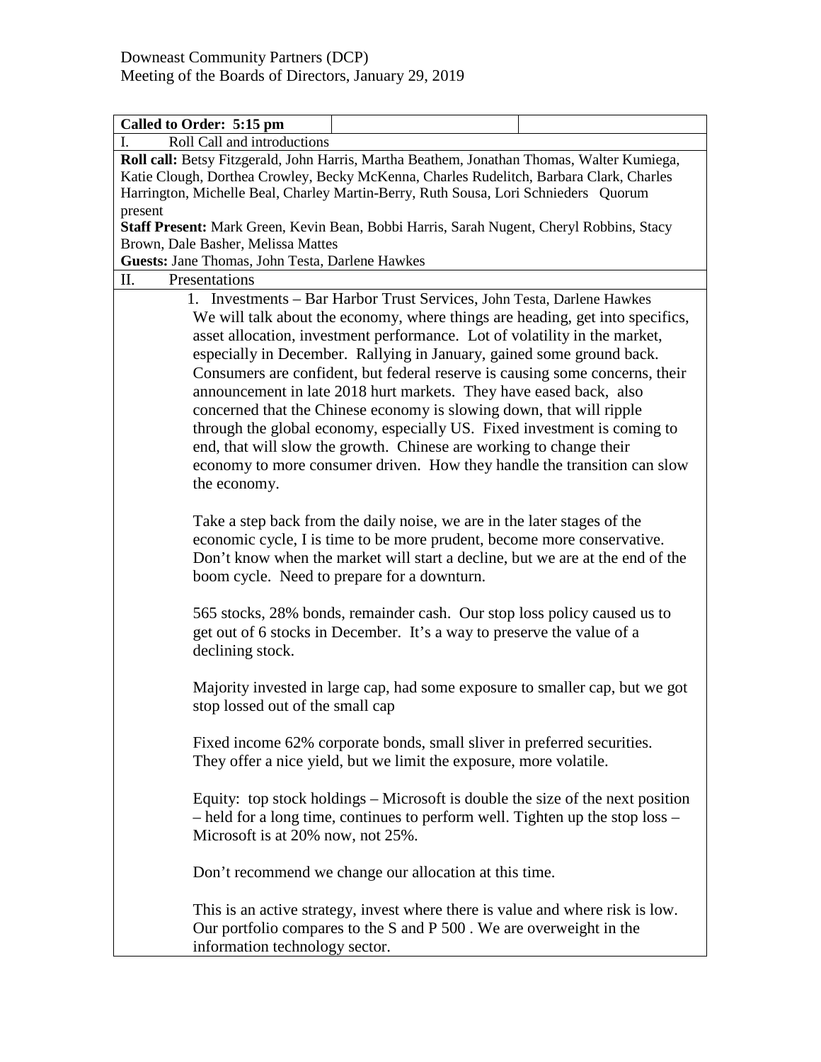Downeast Community Partners (DCP)
Meeting of the Boards of Directors, January 29, 2019

| **Called to Order: 5:15 pm** | | |
|---|---|---|
| I. Roll Call and introductions | | |

**Roll call:** Betsy Fitzgerald, John Harris, Martha Beathem, Jonathan Thomas, Walter Kumiega, Katie Clough, Dorthea Crowley, Becky McKenna, Charles Rudelitch, Barbara Clark, Charles Harrington, Michelle Beal, Charley Martin-Berry, Ruth Sousa, Lori Schnieders Quorum present

**Staff Present:** Mark Green, Kevin Bean, Bobbi Harris, Sarah Nugent, Cheryl Robbins, Stacy Brown, Dale Basher, Melissa Mattes

**Guests:** Jane Thomas, John Testa, Darlene Hawkes

II. Presentations

1. Investments – Bar Harbor Trust Services, John Testa, Darlene Hawkes

We will talk about the economy, where things are heading, get into specifics, asset allocation, investment performance. Lot of volatility in the market, especially in December. Rallying in January, gained some ground back. Consumers are confident, but federal reserve is causing some concerns, their announcement in late 2018 hurt markets. They have eased back, also concerned that the Chinese economy is slowing down, that will ripple through the global economy, especially US. Fixed investment is coming to end, that will slow the growth. Chinese are working to change their economy to more consumer driven. How they handle the transition can slow the economy.

Take a step back from the daily noise, we are in the later stages of the economic cycle, I is time to be more prudent, become more conservative. Don't know when the market will start a decline, but we are at the end of the boom cycle. Need to prepare for a downturn.

565 stocks, 28% bonds, remainder cash. Our stop loss policy caused us to get out of 6 stocks in December. It's a way to preserve the value of a declining stock.

Majority invested in large cap, had some exposure to smaller cap, but we got stop lossed out of the small cap

Fixed income 62% corporate bonds, small sliver in preferred securities. They offer a nice yield, but we limit the exposure, more volatile.

Equity: top stock holdings – Microsoft is double the size of the next position – held for a long time, continues to perform well. Tighten up the stop loss – Microsoft is at 20% now, not 25%.

Don't recommend we change our allocation at this time.

This is an active strategy, invest where there is value and where risk is low. Our portfolio compares to the S and P 500 . We are overweight in the information technology sector.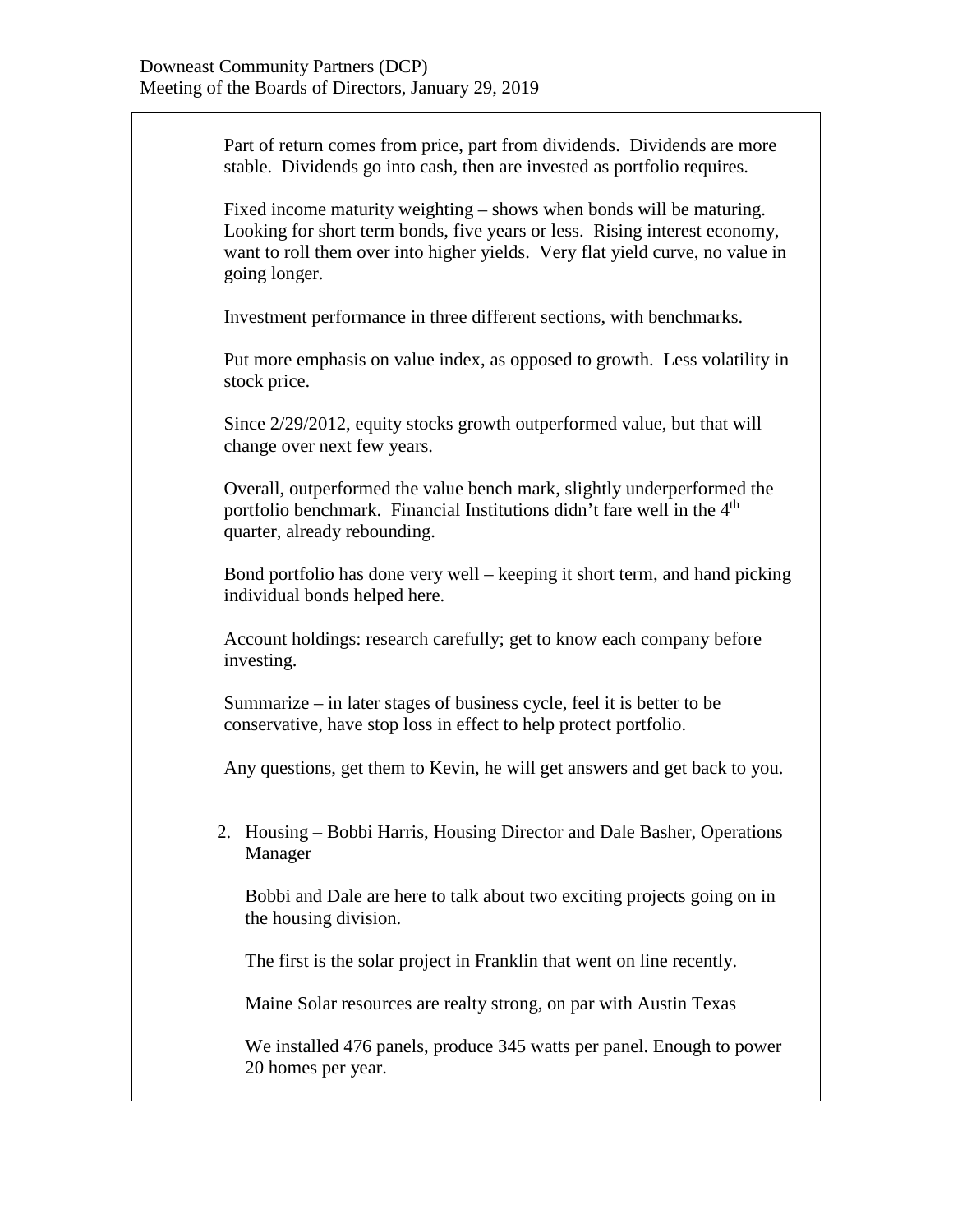Part of return comes from price, part from dividends. Dividends are more stable. Dividends go into cash, then are invested as portfolio requires.

Fixed income maturity weighting – shows when bonds will be maturing. Looking for short term bonds, five years or less. Rising interest economy, want to roll them over into higher yields. Very flat yield curve, no value in going longer.

Investment performance in three different sections, with benchmarks.

Put more emphasis on value index, as opposed to growth. Less volatility in stock price.

Since 2/29/2012, equity stocks growth outperformed value, but that will change over next few years.

Overall, outperformed the value bench mark, slightly underperformed the portfolio benchmark. Financial Institutions didn't fare well in the 4th quarter, already rebounding.

Bond portfolio has done very well – keeping it short term, and hand picking individual bonds helped here.

Account holdings: research carefully; get to know each company before investing.

Summarize – in later stages of business cycle, feel it is better to be conservative, have stop loss in effect to help protect portfolio.

Any questions, get them to Kevin, he will get answers and get back to you.

2. Housing – Bobbi Harris, Housing Director and Dale Basher, Operations Manager

   Bobbi and Dale are here to talk about two exciting projects going on in the housing division.

   The first is the solar project in Franklin that went on line recently.

   Maine Solar resources are realty strong, on par with Austin Texas

   We installed 476 panels, produce 345 watts per panel. Enough to power 20 homes per year.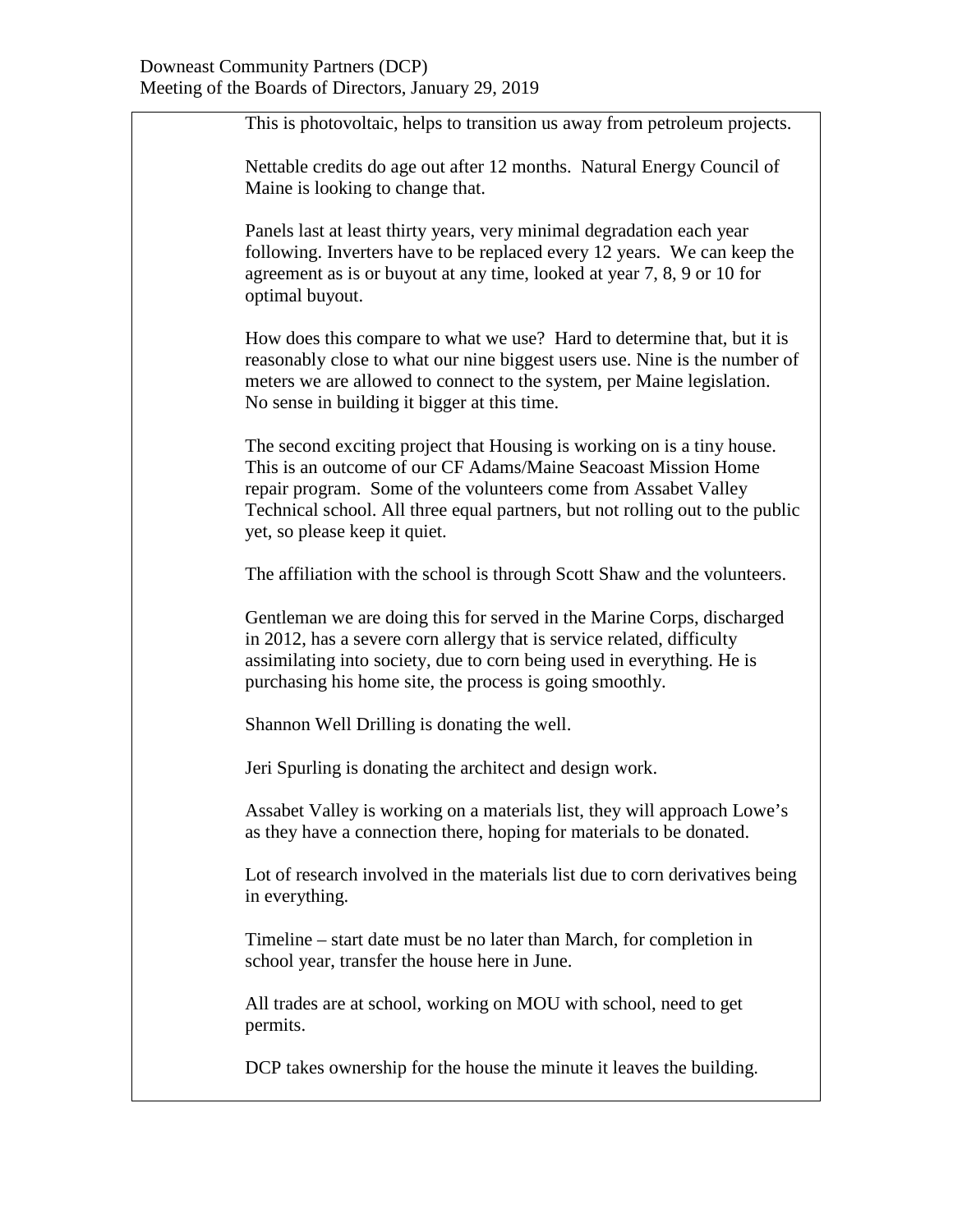This is photovoltaic, helps to transition us away from petroleum projects.

Nettable credits do age out after 12 months. Natural Energy Council of Maine is looking to change that.

Panels last at least thirty years, very minimal degradation each year following. Inverters have to be replaced every 12 years. We can keep the agreement as is or buyout at any time, looked at year 7, 8, 9 or 10 for optimal buyout.

How does this compare to what we use? Hard to determine that, but it is reasonably close to what our nine biggest users use. Nine is the number of meters we are allowed to connect to the system, per Maine legislation. No sense in building it bigger at this time.

The second exciting project that Housing is working on is a tiny house. This is an outcome of our CF Adams/Maine Seacoast Mission Home repair program. Some of the volunteers come from Assabet Valley Technical school. All three equal partners, but not rolling out to the public yet, so please keep it quiet.

The affiliation with the school is through Scott Shaw and the volunteers.

Gentleman we are doing this for served in the Marine Corps, discharged in 2012, has a severe corn allergy that is service related, difficulty assimilating into society, due to corn being used in everything. He is purchasing his home site, the process is going smoothly.

Shannon Well Drilling is donating the well.

Jeri Spurling is donating the architect and design work.

Assabet Valley is working on a materials list, they will approach Lowe's as they have a connection there, hoping for materials to be donated.

Lot of research involved in the materials list due to corn derivatives being in everything.

Timeline – start date must be no later than March, for completion in school year, transfer the house here in June.

All trades are at school, working on MOU with school, need to get permits.

DCP takes ownership for the house the minute it leaves the building.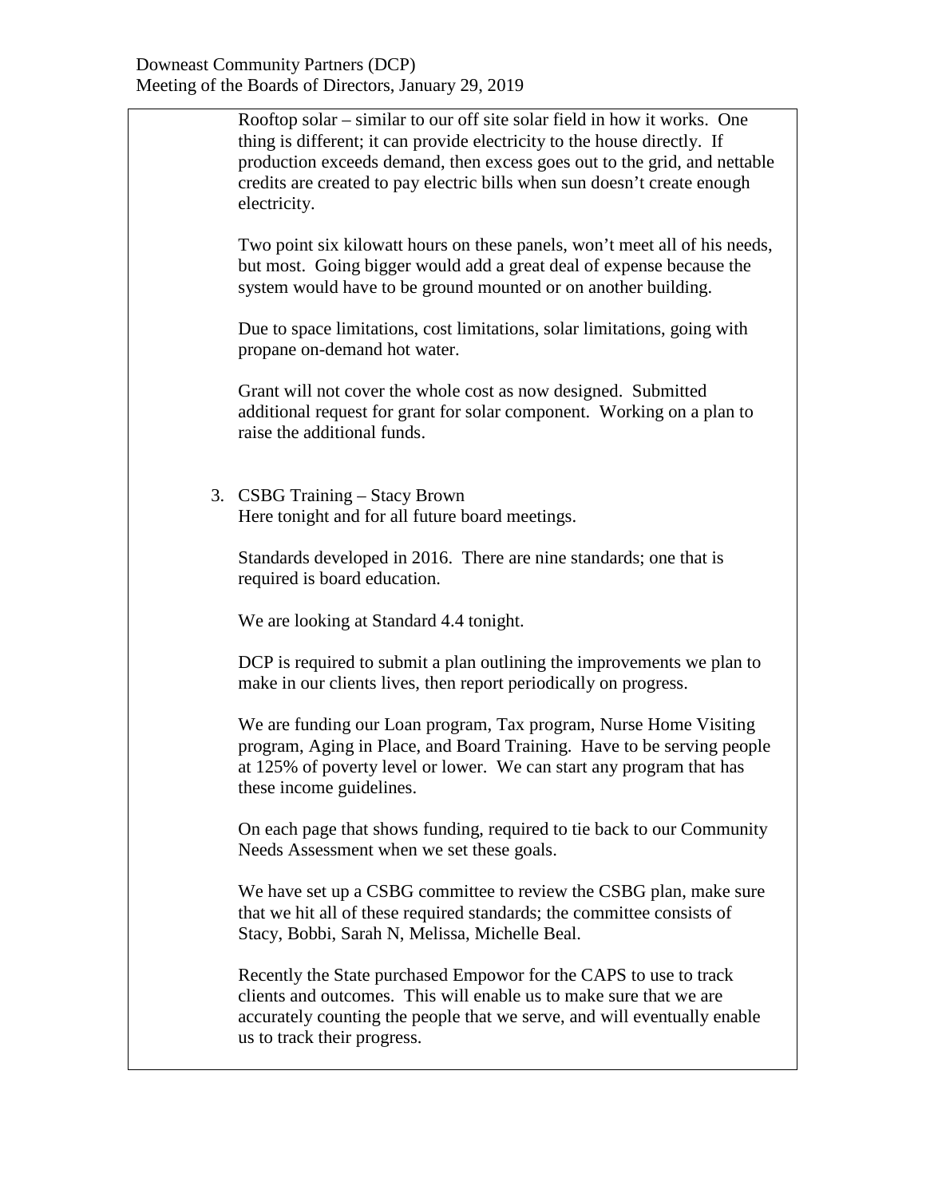Rooftop solar – similar to our off site solar field in how it works. One thing is different; it can provide electricity to the house directly. If production exceeds demand, then excess goes out to the grid, and nettable credits are created to pay electric bills when sun doesn't create enough electricity.

Two point six kilowatt hours on these panels, won't meet all of his needs, but most. Going bigger would add a great deal of expense because the system would have to be ground mounted or on another building.

Due to space limitations, cost limitations, solar limitations, going with propane on-demand hot water.

Grant will not cover the whole cost as now designed. Submitted additional request for grant for solar component. Working on a plan to raise the additional funds.

3. CSBG Training – Stacy Brown
   Here tonight and for all future board meetings.

   Standards developed in 2016. There are nine standards; one that is required is board education.

   We are looking at Standard 4.4 tonight.

   DCP is required to submit a plan outlining the improvements we plan to make in our clients lives, then report periodically on progress.

   We are funding our Loan program, Tax program, Nurse Home Visiting program, Aging in Place, and Board Training. Have to be serving people at 125% of poverty level or lower. We can start any program that has these income guidelines.

   On each page that shows funding, required to tie back to our Community Needs Assessment when we set these goals.

   We have set up a CSBG committee to review the CSBG plan, make sure that we hit all of these required standards; the committee consists of Stacy, Bobbi, Sarah N, Melissa, Michelle Beal.

   Recently the State purchased Empowor for the CAPS to use to track clients and outcomes. This will enable us to make sure that we are accurately counting the people that we serve, and will eventually enable us to track their progress.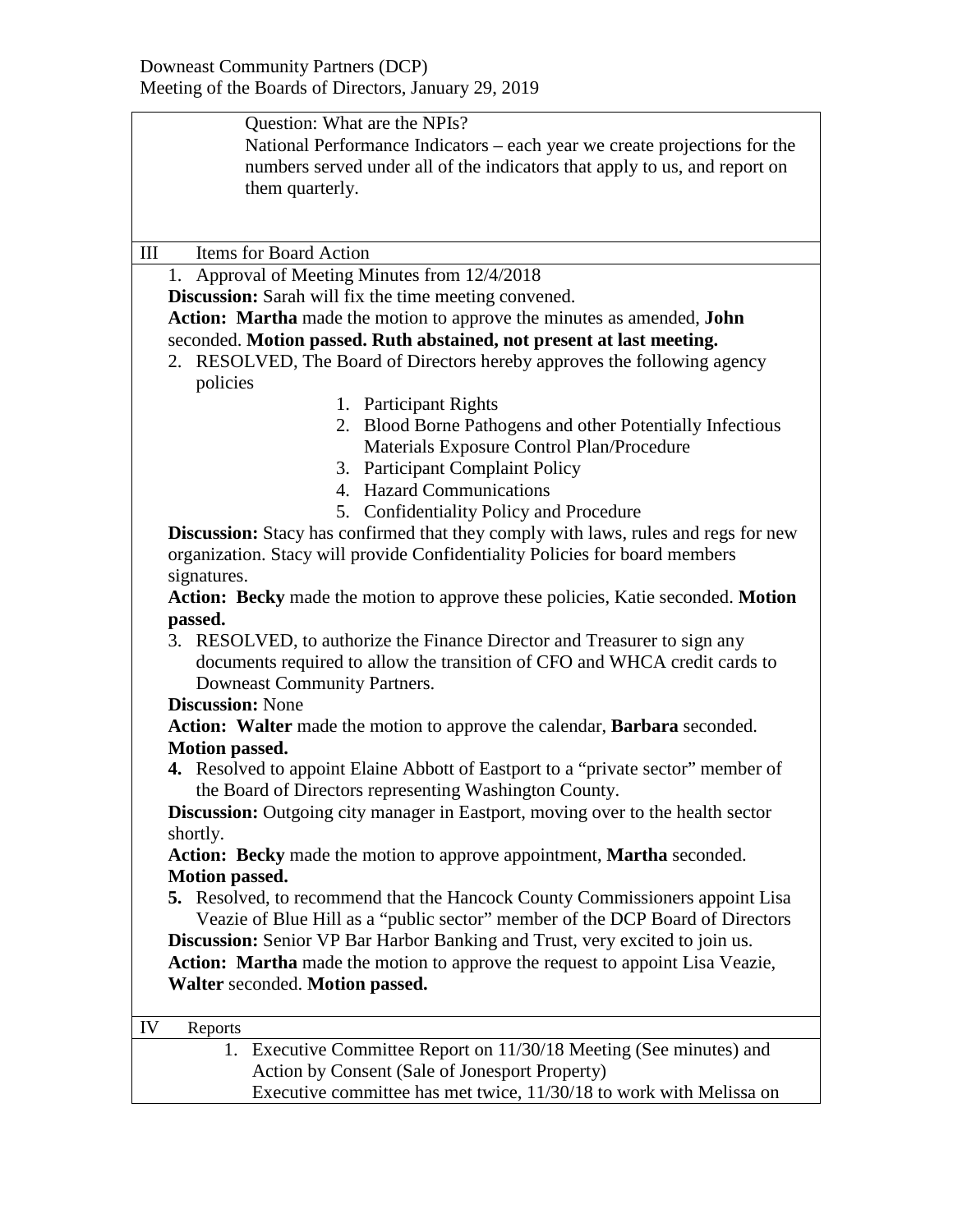Question: What are the NPIs?

National Performance Indicators – each year we create projections for the numbers served under all of the indicators that apply to us, and report on them quarterly.

## III Items for Board Action

1. Approval of Meeting Minutes from 12/4/2018

**Discussion:** Sarah will fix the time meeting convened.

**Action: Martha** made the motion to approve the minutes as amended, **John** seconded. **Motion passed. Ruth abstained, not present at last meeting.**

2. RESOLVED, The Board of Directors hereby approves the following agency policies
    1. Participant Rights
    2. Blood Borne Pathogens and other Potentially Infectious Materials Exposure Control Plan/Procedure
    3. Participant Complaint Policy
    4. Hazard Communications
    5. Confidentiality Policy and Procedure

**Discussion:** Stacy has confirmed that they comply with laws, rules and regs for new organization. Stacy will provide Confidentiality Policies for board members signatures.

**Action: Becky** made the motion to approve these policies, Katie seconded. **Motion passed.**

3. RESOLVED, to authorize the Finance Director and Treasurer to sign any documents required to allow the transition of CFO and WHCA credit cards to Downeast Community Partners.

**Discussion:** None

**Action: Walter** made the motion to approve the calendar, **Barbara** seconded. **Motion passed.**

**4.** Resolved to appoint Elaine Abbott of Eastport to a "private sector" member of the Board of Directors representing Washington County.

**Discussion:** Outgoing city manager in Eastport, moving over to the health sector shortly.

**Action: Becky** made the motion to approve appointment, **Martha** seconded. **Motion passed.**

**5.** Resolved, to recommend that the Hancock County Commissioners appoint Lisa Veazie of Blue Hill as a "public sector" member of the DCP Board of Directors

**Discussion:** Senior VP Bar Harbor Banking and Trust, very excited to join us.

**Action: Martha** made the motion to approve the request to appoint Lisa Veazie, **Walter** seconded. **Motion passed.**

## IV Reports

1. Executive Committee Report on 11/30/18 Meeting (See minutes) and Action by Consent (Sale of Jonesport Property)

    Executive committee has met twice, 11/30/18 to work with Melissa on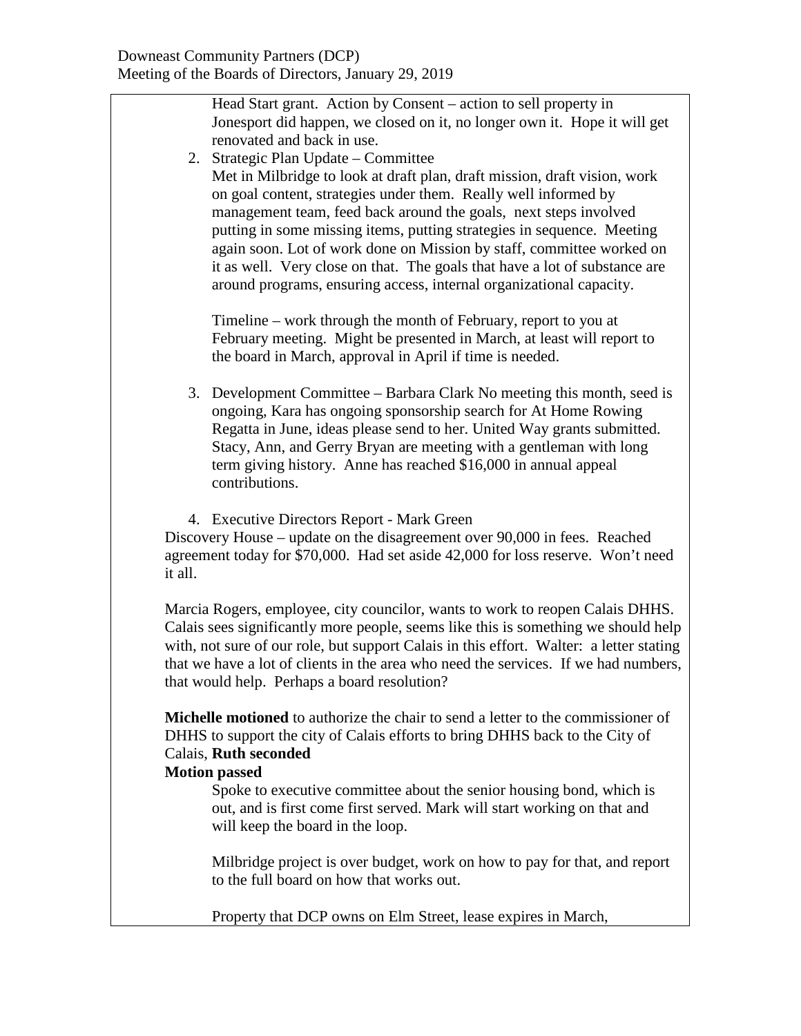Head Start grant. Action by Consent – action to sell property in Jonesport did happen, we closed on it, no longer own it. Hope it will get renovated and back in use.

2. Strategic Plan Update – Committee
   Met in Milbridge to look at draft plan, draft mission, draft vision, work on goal content, strategies under them. Really well informed by management team, feed back around the goals, next steps involved putting in some missing items, putting strategies in sequence. Meeting again soon. Lot of work done on Mission by staff, committee worked on it as well. Very close on that. The goals that have a lot of substance are around programs, ensuring access, internal organizational capacity.

   Timeline – work through the month of February, report to you at February meeting. Might be presented in March, at least will report to the board in March, approval in April if time is needed.

3. Development Committee – Barbara Clark No meeting this month, seed is ongoing, Kara has ongoing sponsorship search for At Home Rowing Regatta in June, ideas please send to her. United Way grants submitted. Stacy, Ann, and Gerry Bryan are meeting with a gentleman with long term giving history. Anne has reached $16,000 in annual appeal contributions.

4. Executive Directors Report - Mark Green

Discovery House – update on the disagreement over 90,000 in fees. Reached agreement today for $70,000. Had set aside 42,000 for loss reserve. Won't need it all.

Marcia Rogers, employee, city councilor, wants to work to reopen Calais DHHS. Calais sees significantly more people, seems like this is something we should help with, not sure of our role, but support Calais in this effort. Walter: a letter stating that we have a lot of clients in the area who need the services. If we had numbers, that would help. Perhaps a board resolution?

**Michelle motioned** to authorize the chair to send a letter to the commissioner of DHHS to support the city of Calais efforts to bring DHHS back to the City of Calais, **Ruth seconded**

**Motion passed**

Spoke to executive committee about the senior housing bond, which is out, and is first come first served. Mark will start working on that and will keep the board in the loop.

Milbridge project is over budget, work on how to pay for that, and report to the full board on how that works out.

Property that DCP owns on Elm Street, lease expires in March,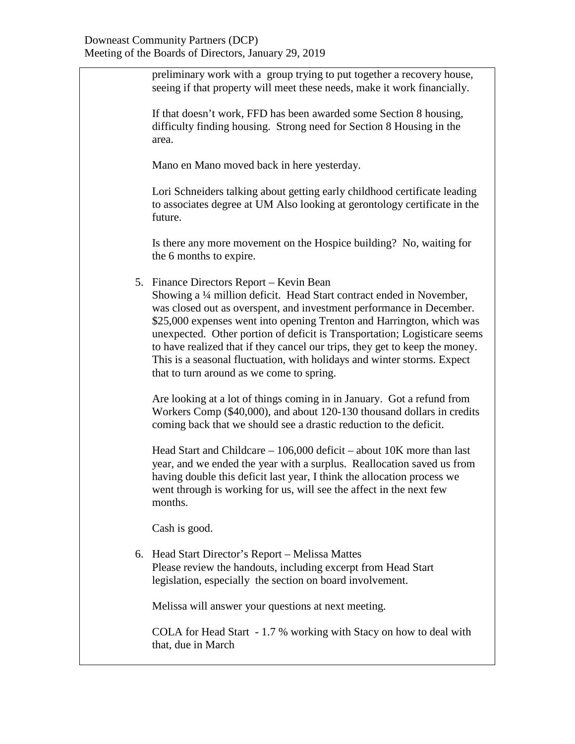preliminary work with a group trying to put together a recovery house, seeing if that property will meet these needs, make it work financially.

If that doesn't work, FFD has been awarded some Section 8 housing, difficulty finding housing. Strong need for Section 8 Housing in the area.

Mano en Mano moved back in here yesterday.

Lori Schneiders talking about getting early childhood certificate leading to associates degree at UM Also looking at gerontology certificate in the future.

Is there any more movement on the Hospice building? No, waiting for the 6 months to expire.

5. Finance Directors Report – Kevin Bean
   Showing a ¼ million deficit. Head Start contract ended in November, was closed out as overspent, and investment performance in December. $25,000 expenses went into opening Trenton and Harrington, which was unexpected. Other portion of deficit is Transportation; Logisticare seems to have realized that if they cancel our trips, they get to keep the money. This is a seasonal fluctuation, with holidays and winter storms. Expect that to turn around as we come to spring.

   Are looking at a lot of things coming in in January. Got a refund from Workers Comp ($40,000), and about 120-130 thousand dollars in credits coming back that we should see a drastic reduction to the deficit.

   Head Start and Childcare – 106,000 deficit – about 10K more than last year, and we ended the year with a surplus. Reallocation saved us from having double this deficit last year, I think the allocation process we went through is working for us, will see the affect in the next few months.

   Cash is good.

6. Head Start Director's Report – Melissa Mattes
   Please review the handouts, including excerpt from Head Start legislation, especially the section on board involvement.

   Melissa will answer your questions at next meeting.

   COLA for Head Start - 1.7 % working with Stacy on how to deal with that, due in March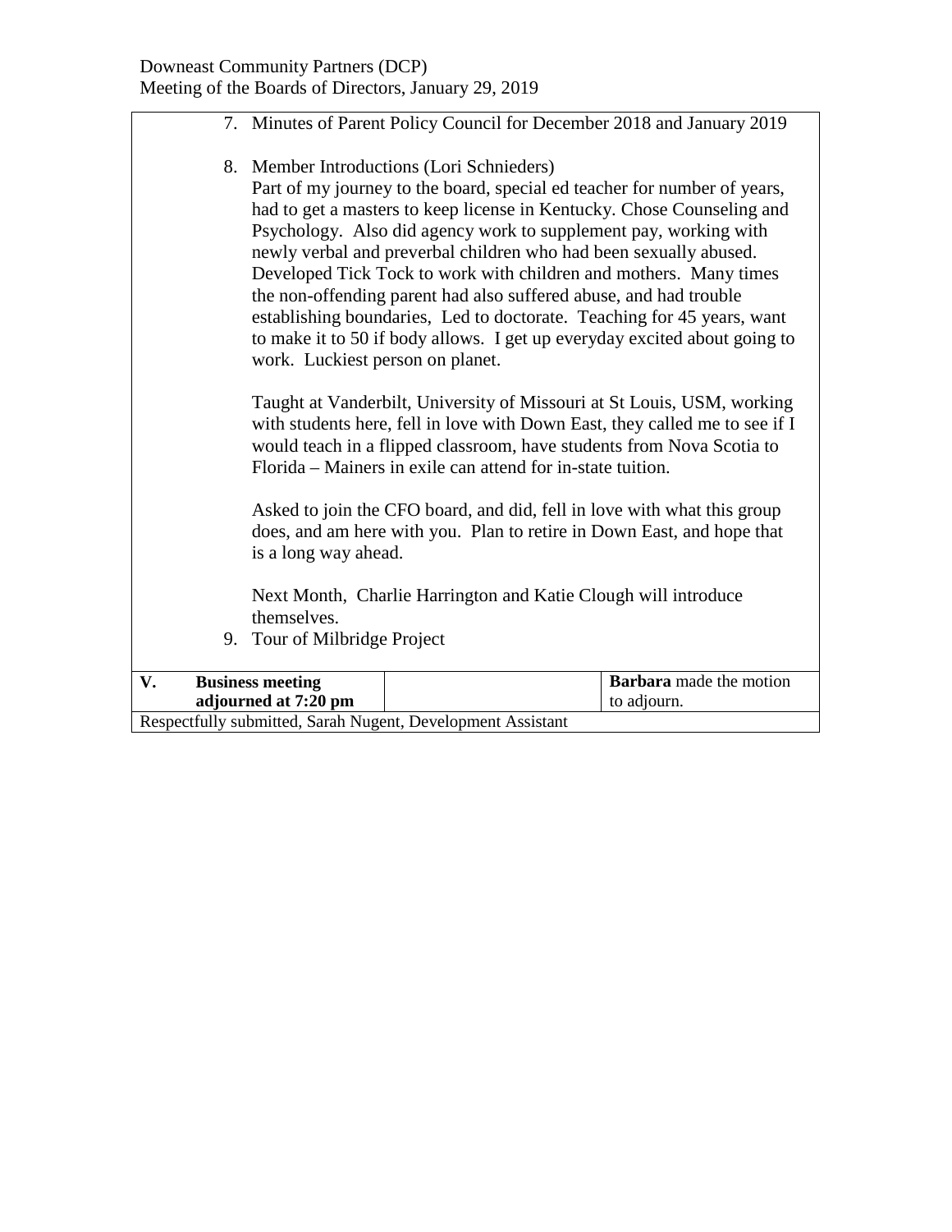Downeast Community Partners (DCP)
Meeting of the Boards of Directors, January 29, 2019

7. Minutes of Parent Policy Council for December 2018 and January 2019

8. Member Introductions (Lori Schnieders)
   Part of my journey to the board, special ed teacher for number of years, had to get a masters to keep license in Kentucky. Chose Counseling and Psychology. Also did agency work to supplement pay, working with newly verbal and preverbal children who had been sexually abused. Developed Tick Tock to work with children and mothers. Many times the non-offending parent had also suffered abuse, and had trouble establishing boundaries, Led to doctorate. Teaching for 45 years, want to make it to 50 if body allows. I get up everyday excited about going to work. Luckiest person on planet.

   Taught at Vanderbilt, University of Missouri at St Louis, USM, working with students here, fell in love with Down East, they called me to see if I would teach in a flipped classroom, have students from Nova Scotia to Florida – Mainers in exile can attend for in-state tuition.

   Asked to join the CFO board, and did, fell in love with what this group does, and am here with you. Plan to retire in Down East, and hope that is a long way ahead.

   Next Month, Charlie Harrington and Katie Clough will introduce themselves.

9. Tour of Milbridge Project

| | | |
|---|---|---|
| **V. Business meeting adjourned at 7:20 pm** | | **Barbara** made the motion to adjourn. |

Respectfully submitted, Sarah Nugent, Development Assistant